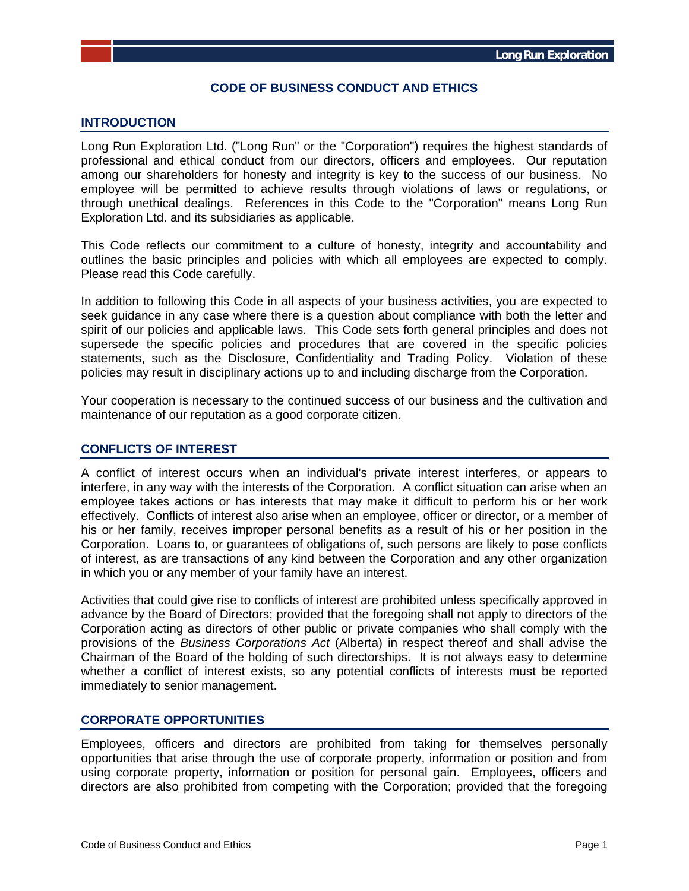# CODE OF BUSINESS CONDUCT AND ETHICS

## INTRODUCTION

Long Run Exploration Ltd. ("Long Run" or the "Corporation") requires the highest standards of professional and ethical conduct from our directors, officers and employees. Our reputation among our shareholders for honesty and integrity is key to the success of our business. No employee will be permitted to achieve results through violations of laws or regulations, or through unethical dealings. References in this Code to the "Corporation" means Long Run Exploration Ltd. and its subsidiaries as applicable.

This Code reflects our commitment to a culture of honesty, integrity and accountability and outlines the basic principles and policies with which all employees are expected to comply. Please read this Code carefully.

In addition to following this Code in all aspects of your business activities, you are expected to seek guidance in any case where there is a question about compliance with both the letter and spirit of our policies and applicable laws. This Code sets forth general principles and does not supersede the specific policies and procedures that are covered in the specific policies statements, such as the Disclosure, Confidentiality and Trading Policy. Violation of these policies may result in disciplinary actions up to and including discharge from the Corporation.

Your cooperation is necessary to the continued success of our business and the cultivation and maintenance of our reputation as a good corporate citizen.

## CONFLICTS OF INTEREST

A conflict of interest occurs when an individual's private interest interferes, or appears to interfere, in any way with the interests of the Corporation. A conflict situation can arise when an employee takes actions or has interests that may make it difficult to perform his or her work effectively. Conflicts of interest also arise when an employee, officer or director, or a member of his or her family, receives improper personal benefits as a result of his or her position in the Corporation. Loans to, or guarantees of obligations of, such persons are likely to pose conflicts of interest, as are transactions of any kind between the Corporation and any other organization in which you or any member of your family have an interest.

Activities that could give rise to conflicts of interest are prohibited unless specifically approved in advance by the Board of Directors; provided that the foregoing shall not apply to directors of the Corporation acting as directors of other public or private companies who shall comply with the provisions of the *Business Corporations Act* (Alberta) in respect thereof and shall advise the Chairman of the Board of the holding of such directorships. It is not always easy to determine whether a conflict of interest exists, so any potential conflicts of interests must be reported immediately to senior management.

## CORPORATE OPPORTUNITIES

Employees, officers and directors are prohibited from taking for themselves personally opportunities that arise through the use of corporate property, information or position and from using corporate property, information or position for personal gain. Employees, officers and directors are also prohibited from competing with the Corporation; provided that the foregoing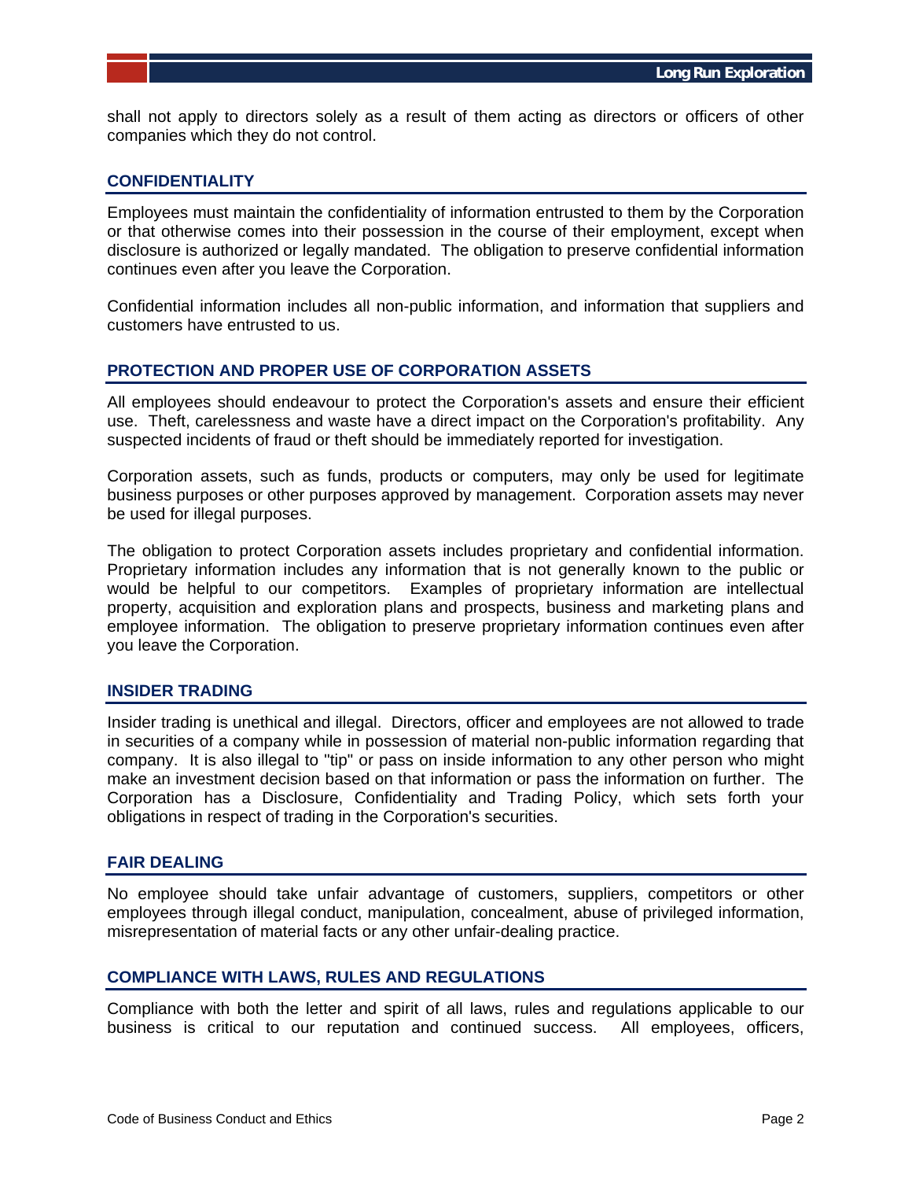shall not apply to directors solely as a result of them acting as directors or officers of other companies which they do not control.

## CONFIDENTIALITY

Employees must maintain the confidentiality of information entrusted to them by the Corporation or that otherwise comes into their possession in the course of their employment, except when disclosure is authorized or legally mandated. The obligation to preserve confidential information continues even after you leave the Corporation.

Confidential information includes all non-public information, and information that suppliers and customers have entrusted to us.

## PROTECTION AND PROPER USE OF CORPORATION ASSETS

All employees should endeavour to protect the Corporation's assets and ensure their efficient use. Theft, carelessness and waste have a direct impact on the Corporation's profitability. Any suspected incidents of fraud or theft should be immediately reported for investigation.

Corporation assets, such as funds, products or computers, may only be used for legitimate business purposes or other purposes approved by management. Corporation assets may never be used for illegal purposes.

The obligation to protect Corporation assets includes proprietary and confidential information. Proprietary information includes any information that is not generally known to the public or would be helpful to our competitors. Examples of proprietary information are intellectual property, acquisition and exploration plans and prospects, business and marketing plans and employee information. The obligation to preserve proprietary information continues even after you leave the Corporation.

## INSIDER TRADING

Insider trading is unethical and illegal. Directors, officer and employees are not allowed to trade in securities of a company while in possession of material non-public information regarding that company. It is also illegal to "tip" or pass on inside information to any other person who might make an investment decision based on that information or pass the information on further. The Corporation has a Disclosure, Confidentiality and Trading Policy, which sets forth your obligations in respect of trading in the Corporation's securities.

## FAIR DEALING

No employee should take unfair advantage of customers, suppliers, competitors or other employees through illegal conduct, manipulation, concealment, abuse of privileged information, misrepresentation of material facts or any other unfair-dealing practice.

## COMPLIANCE WITH LAWS, RULES AND REGULATIONS

Compliance with both the letter and spirit of all laws, rules and regulations applicable to our business is critical to our reputation and continued success. All employees, officers,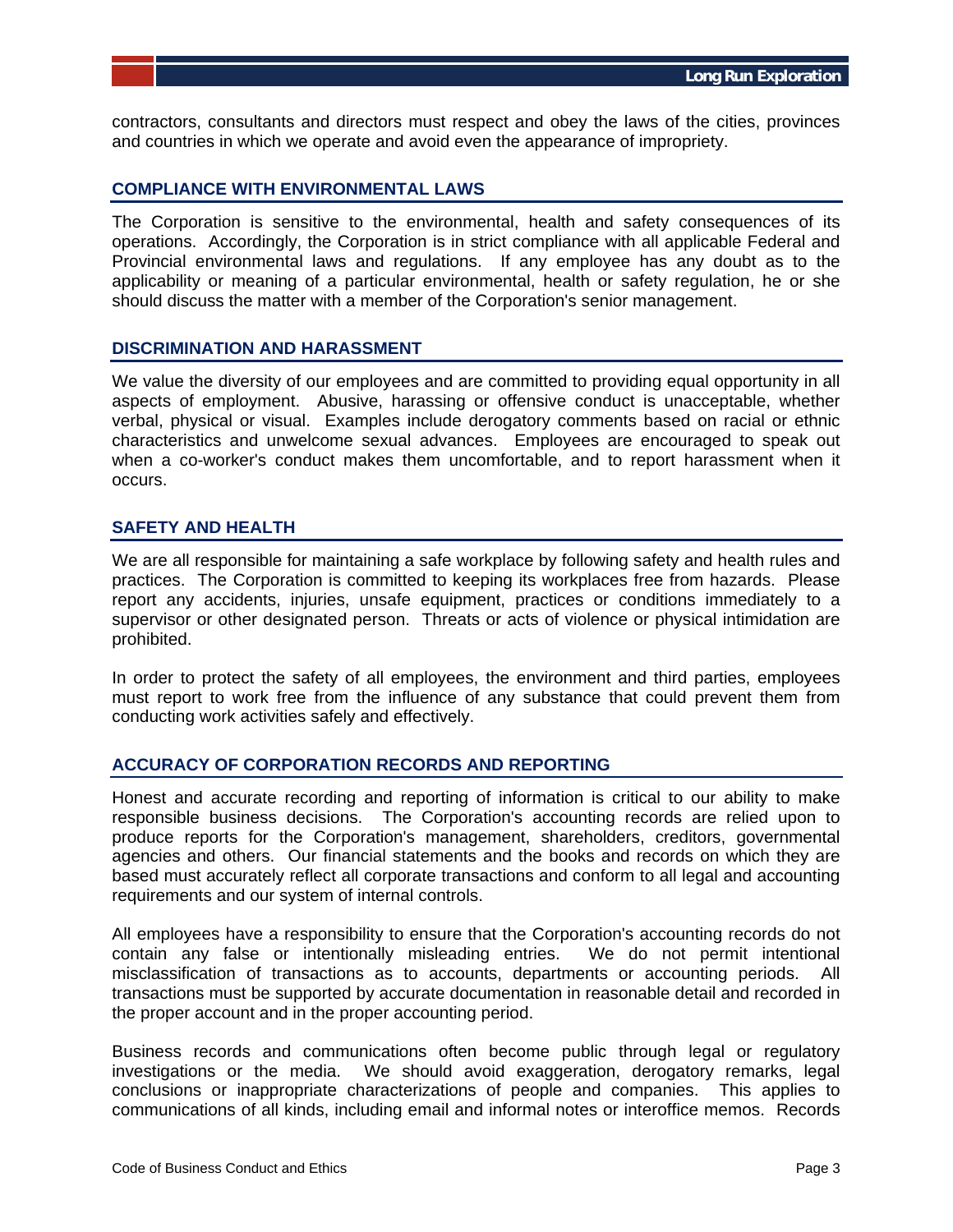contractors, consultants and directors must respect and obey the laws of the cities, provinces and countries in which we operate and avoid even the appearance of impropriety.

## COMPLIANCE WITH ENVIRONMENTAL LAWS

The Corporation is sensitive to the environmental, health and safety consequences of its operations. Accordingly, the Corporation is in strict compliance with all applicable Federal and Provincial environmental laws and regulations. If any employee has any doubt as to the applicability or meaning of a particular environmental, health or safety regulation, he or she should discuss the matter with a member of the Corporation's senior management.

## DISCRIMINATION AND HARASSMENT

We value the diversity of our employees and are committed to providing equal opportunity in all aspects of employment. Abusive, harassing or offensive conduct is unacceptable, whether verbal, physical or visual. Examples include derogatory comments based on racial or ethnic characteristics and unwelcome sexual advances. Employees are encouraged to speak out when a co-worker's conduct makes them uncomfortable, and to report harassment when it occurs.

## SAFETY AND HEALTH

We are all responsible for maintaining a safe workplace by following safety and health rules and practices. The Corporation is committed to keeping its workplaces free from hazards. Please report any accidents, injuries, unsafe equipment, practices or conditions immediately to a supervisor or other designated person. Threats or acts of violence or physical intimidation are prohibited.

In order to protect the safety of all employees, the environment and third parties, employees must report to work free from the influence of any substance that could prevent them from conducting work activities safely and effectively.

## ACCURACY OF CORPORATION RECORDS AND REPORTING

Honest and accurate recording and reporting of information is critical to our ability to make responsible business decisions. The Corporation's accounting records are relied upon to produce reports for the Corporation's management, shareholders, creditors, governmental agencies and others. Our financial statements and the books and records on which they are based must accurately reflect all corporate transactions and conform to all legal and accounting requirements and our system of internal controls.

All employees have a responsibility to ensure that the Corporation's accounting records do not contain any false or intentionally misleading entries. We do not permit intentional misclassification of transactions as to accounts, departments or accounting periods. All transactions must be supported by accurate documentation in reasonable detail and recorded in the proper account and in the proper accounting period.

Business records and communications often become public through legal or regulatory investigations or the media. We should avoid exaggeration, derogatory remarks, legal conclusions or inappropriate characterizations of people and companies. This applies to communications of all kinds, including email and informal notes or interoffice memos. Records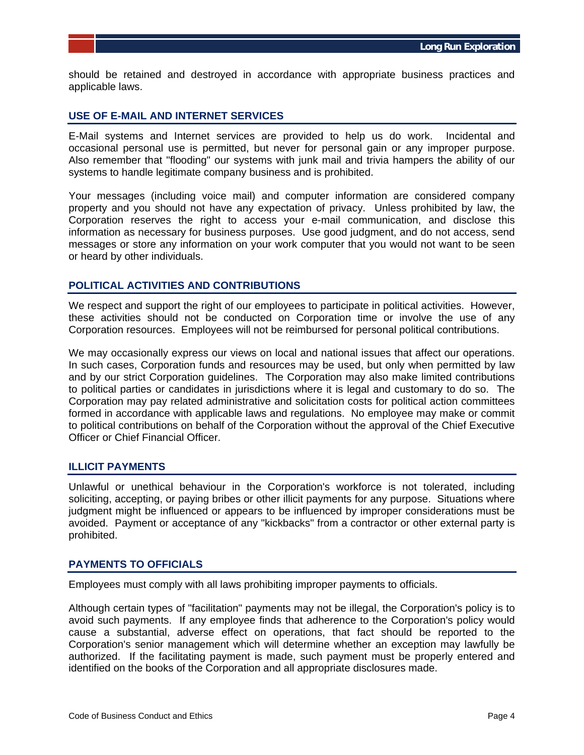should be retained and destroyed in accordance with appropriate business practices and applicable laws.

## USE OF E-MAIL AND INTERNET SERVICES

E-Mail systems and Internet services are provided to help us do work. Incidental and occasional personal use is permitted, but never for personal gain or any improper purpose. Also remember that "flooding" our systems with junk mail and trivia hampers the ability of our systems to handle legitimate company business and is prohibited.

Your messages (including voice mail) and computer information are considered company property and you should not have any expectation of privacy. Unless prohibited by law, the Corporation reserves the right to access your e-mail communication, and disclose this information as necessary for business purposes. Use good judgment, and do not access, send messages or store any information on your work computer that you would not want to be seen or heard by other individuals.

## POLITICAL ACTIVITIES AND CONTRIBUTIONS

We respect and support the right of our employees to participate in political activities. However, these activities should not be conducted on Corporation time or involve the use of any Corporation resources. Employees will not be reimbursed for personal political contributions.

We may occasionally express our views on local and national issues that affect our operations. In such cases, Corporation funds and resources may be used, but only when permitted by law and by our strict Corporation guidelines. The Corporation may also make limited contributions to political parties or candidates in jurisdictions where it is legal and customary to do so. The Corporation may pay related administrative and solicitation costs for political action committees formed in accordance with applicable laws and regulations. No employee may make or commit to political contributions on behalf of the Corporation without the approval of the Chief Executive Officer or Chief Financial Officer.

## ILLICIT PAYMENTS

Unlawful or unethical behaviour in the Corporation's workforce is not tolerated, including soliciting, accepting, or paying bribes or other illicit payments for any purpose. Situations where judgment might be influenced or appears to be influenced by improper considerations must be avoided. Payment or acceptance of any "kickbacks" from a contractor or other external party is prohibited.

## PAYMENTS TO OFFICIALS

Employees must comply with all laws prohibiting improper payments to officials.

Although certain types of "facilitation" payments may not be illegal, the Corporation's policy is to avoid such payments. If any employee finds that adherence to the Corporation's policy would cause a substantial, adverse effect on operations, that fact should be reported to the Corporation's senior management which will determine whether an exception may lawfully be authorized. If the facilitating payment is made, such payment must be properly entered and identified on the books of the Corporation and all appropriate disclosures made.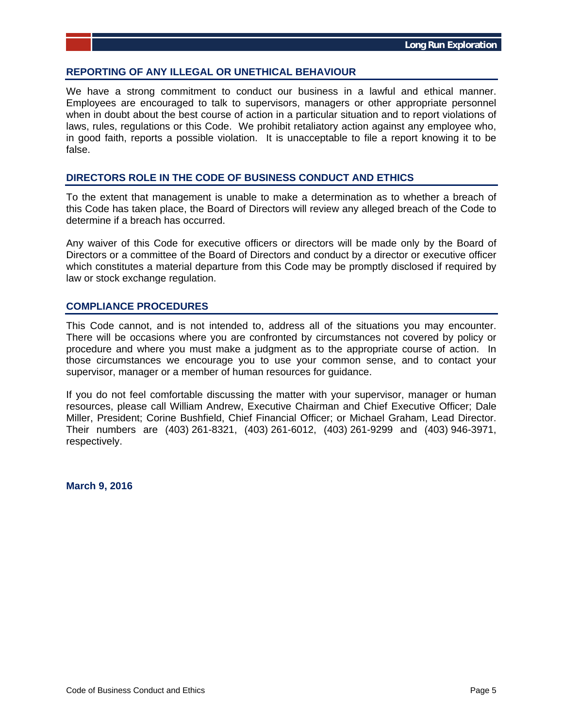## REPORTING OF ANY ILLEGAL OR UNETHICAL BEHAVIOUR

We have a strong commitment to conduct our business in a lawful and ethical manner. Employees are encouraged to talk to supervisors, managers or other appropriate personnel when in doubt about the best course of action in a particular situation and to report violations of laws, rules, regulations or this Code. We prohibit retaliatory action against any employee who, in good faith, reports a possible violation. It is unacceptable to file a report knowing it to be false.

## DIRECTORS ROLE IN THE CODE OF BUSINESS CONDUCT AND ETHICS

To the extent that management is unable to make a determination as to whether a breach of this Code has taken place, the Board of Directors will review any alleged breach of the Code to determine if a breach has occurred.

Any waiver of this Code for executive officers or directors will be made only by the Board of Directors or a committee of the Board of Directors and conduct by a director or executive officer which constitutes a material departure from this Code may be promptly disclosed if required by law or stock exchange regulation.

## COMPLIANCE PROCEDURES

This Code cannot, and is not intended to, address all of the situations you may encounter. There will be occasions where you are confronted by circumstances not covered by policy or procedure and where you must make a judgment as to the appropriate course of action. In those circumstances we encourage you to use your common sense, and to contact your supervisor, manager or a member of human resources for guidance.

If you do not feel comfortable discussing the matter with your supervisor, manager or human resources, please call William Andrew, Executive Chairman and Chief Executive Officer; Dale Miller, President; Corine Bushfield, Chief Financial Officer; or Michael Graham, Lead Director. Their numbers are (403) 261-8321, (403) 261-6012, (403) 261-9299 and (403) 946-3971, respectively.

**March 9, 2016**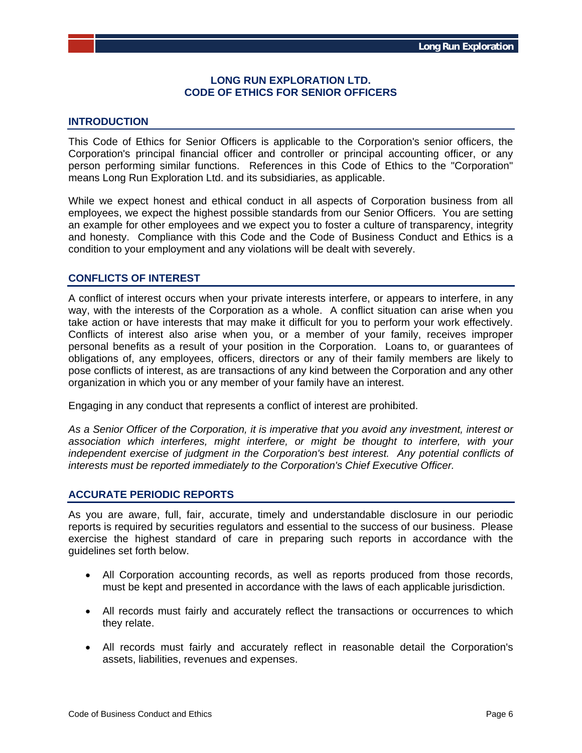# LONG RUN EXPLORATION LTD.
# CODE OF ETHICS FOR SENIOR OFFICERS

## INTRODUCTION

This Code of Ethics for Senior Officers is applicable to the Corporation's senior officers, the Corporation's principal financial officer and controller or principal accounting officer, or any person performing similar functions. References in this Code of Ethics to the "Corporation" means Long Run Exploration Ltd. and its subsidiaries, as applicable.

While we expect honest and ethical conduct in all aspects of Corporation business from all employees, we expect the highest possible standards from our Senior Officers. You are setting an example for other employees and we expect you to foster a culture of transparency, integrity and honesty. Compliance with this Code and the Code of Business Conduct and Ethics is a condition to your employment and any violations will be dealt with severely.

## CONFLICTS OF INTEREST

A conflict of interest occurs when your private interests interfere, or appears to interfere, in any way, with the interests of the Corporation as a whole. A conflict situation can arise when you take action or have interests that may make it difficult for you to perform your work effectively. Conflicts of interest also arise when you, or a member of your family, receives improper personal benefits as a result of your position in the Corporation. Loans to, or guarantees of obligations of, any employees, officers, directors or any of their family members are likely to pose conflicts of interest, as are transactions of any kind between the Corporation and any other organization in which you or any member of your family have an interest.

Engaging in any conduct that represents a conflict of interest are prohibited.

*As a Senior Officer of the Corporation, it is imperative that you avoid any investment, interest or association which interferes, might interfere, or might be thought to interfere, with your independent exercise of judgment in the Corporation's best interest. Any potential conflicts of interests must be reported immediately to the Corporation's Chief Executive Officer.*

## ACCURATE PERIODIC REPORTS

As you are aware, full, fair, accurate, timely and understandable disclosure in our periodic reports is required by securities regulators and essential to the success of our business. Please exercise the highest standard of care in preparing such reports in accordance with the guidelines set forth below.

- All Corporation accounting records, as well as reports produced from those records, must be kept and presented in accordance with the laws of each applicable jurisdiction.
- All records must fairly and accurately reflect the transactions or occurrences to which they relate.
- All records must fairly and accurately reflect in reasonable detail the Corporation's assets, liabilities, revenues and expenses.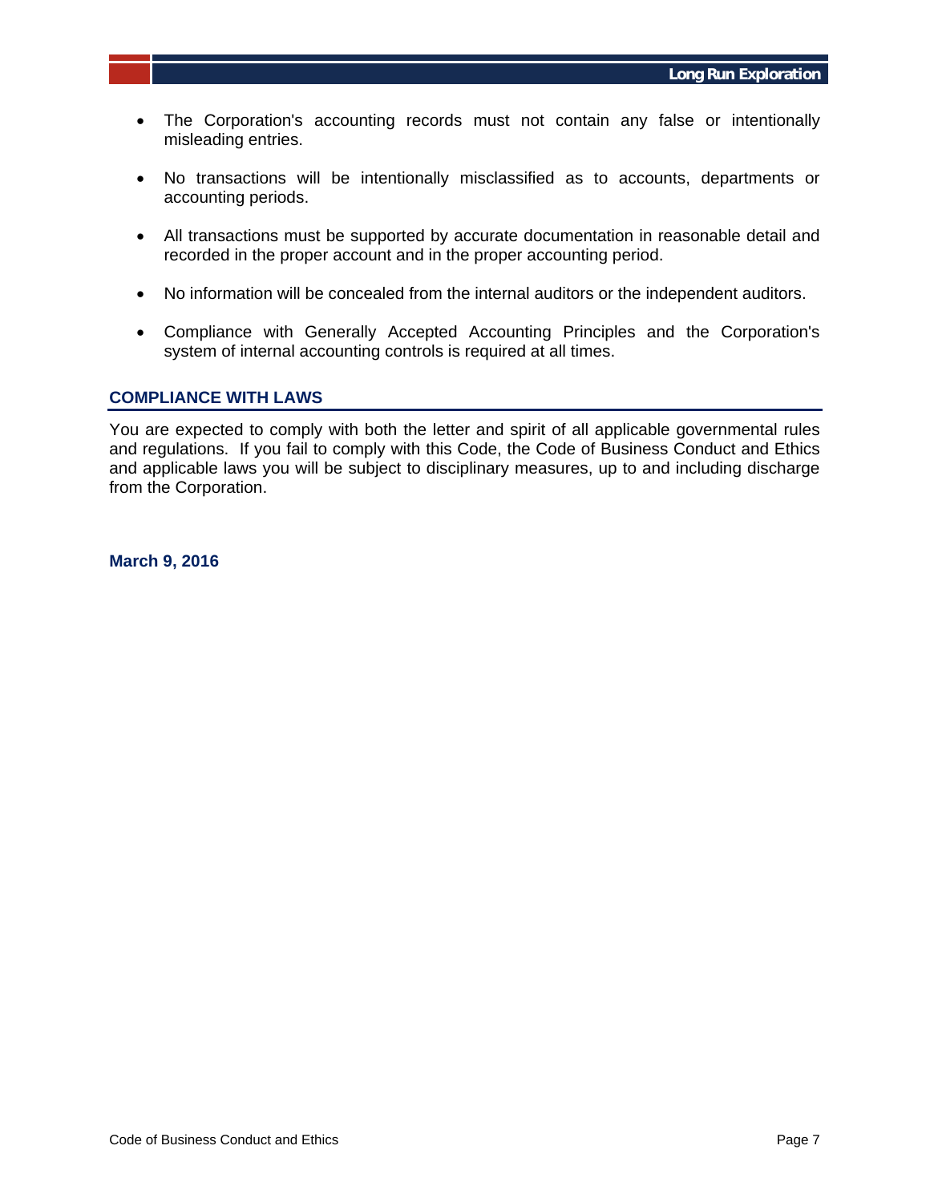- The Corporation's accounting records must not contain any false or intentionally misleading entries.

- No transactions will be intentionally misclassified as to accounts, departments or accounting periods.

- All transactions must be supported by accurate documentation in reasonable detail and recorded in the proper account and in the proper accounting period.

- No information will be concealed from the internal auditors or the independent auditors.

- Compliance with Generally Accepted Accounting Principles and the Corporation's system of internal accounting controls is required at all times.

## COMPLIANCE WITH LAWS

You are expected to comply with both the letter and spirit of all applicable governmental rules and regulations. If you fail to comply with this Code, the Code of Business Conduct and Ethics and applicable laws you will be subject to disciplinary measures, up to and including discharge from the Corporation.

**March 9, 2016**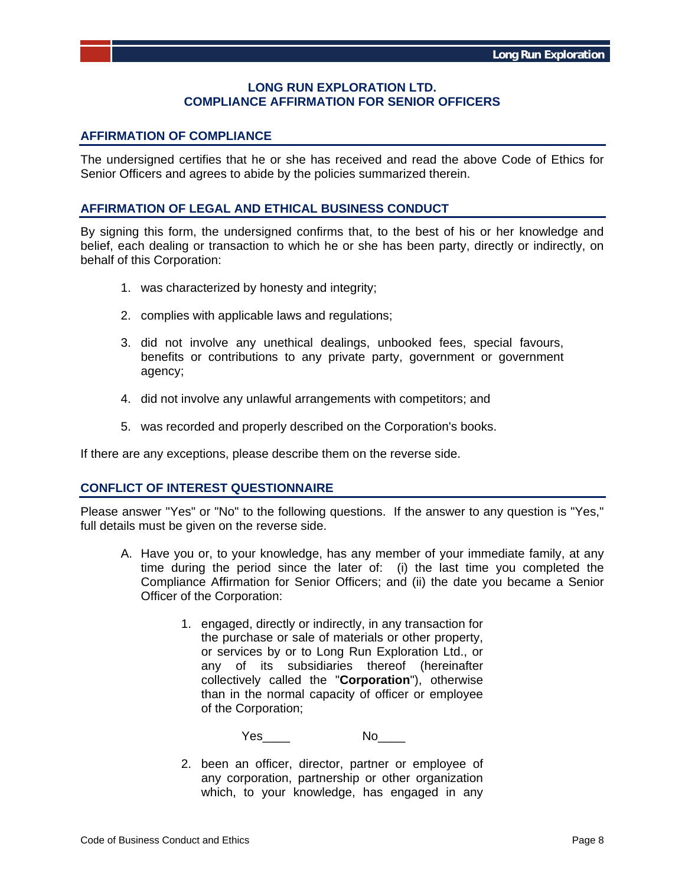# LONG RUN EXPLORATION LTD.
# COMPLIANCE AFFIRMATION FOR SENIOR OFFICERS

## AFFIRMATION OF COMPLIANCE

The undersigned certifies that he or she has received and read the above Code of Ethics for Senior Officers and agrees to abide by the policies summarized therein.

## AFFIRMATION OF LEGAL AND ETHICAL BUSINESS CONDUCT

By signing this form, the undersigned confirms that, to the best of his or her knowledge and belief, each dealing or transaction to which he or she has been party, directly or indirectly, on behalf of this Corporation:

1. was characterized by honesty and integrity;
2. complies with applicable laws and regulations;
3. did not involve any unethical dealings, unbooked fees, special favours, benefits or contributions to any private party, government or government agency;
4. did not involve any unlawful arrangements with competitors; and
5. was recorded and properly described on the Corporation's books.

If there are any exceptions, please describe them on the reverse side.

## CONFLICT OF INTEREST QUESTIONNAIRE

Please answer "Yes" or "No" to the following questions. If the answer to any question is "Yes," full details must be given on the reverse side.

A. Have you or, to your knowledge, has any member of your immediate family, at any time during the period since the later of: (i) the last time you completed the Compliance Affirmation for Senior Officers; and (ii) the date you became a Senior Officer of the Corporation:

   1. engaged, directly or indirectly, in any transaction for the purchase or sale of materials or other property, or services by or to Long Run Exploration Ltd., or any of its subsidiaries thereof (hereinafter collectively called the "**Corporation**"), otherwise than in the normal capacity of officer or employee of the Corporation;

      Yes____ No____

   2. been an officer, director, partner or employee of any corporation, partnership or other organization which, to your knowledge, has engaged in any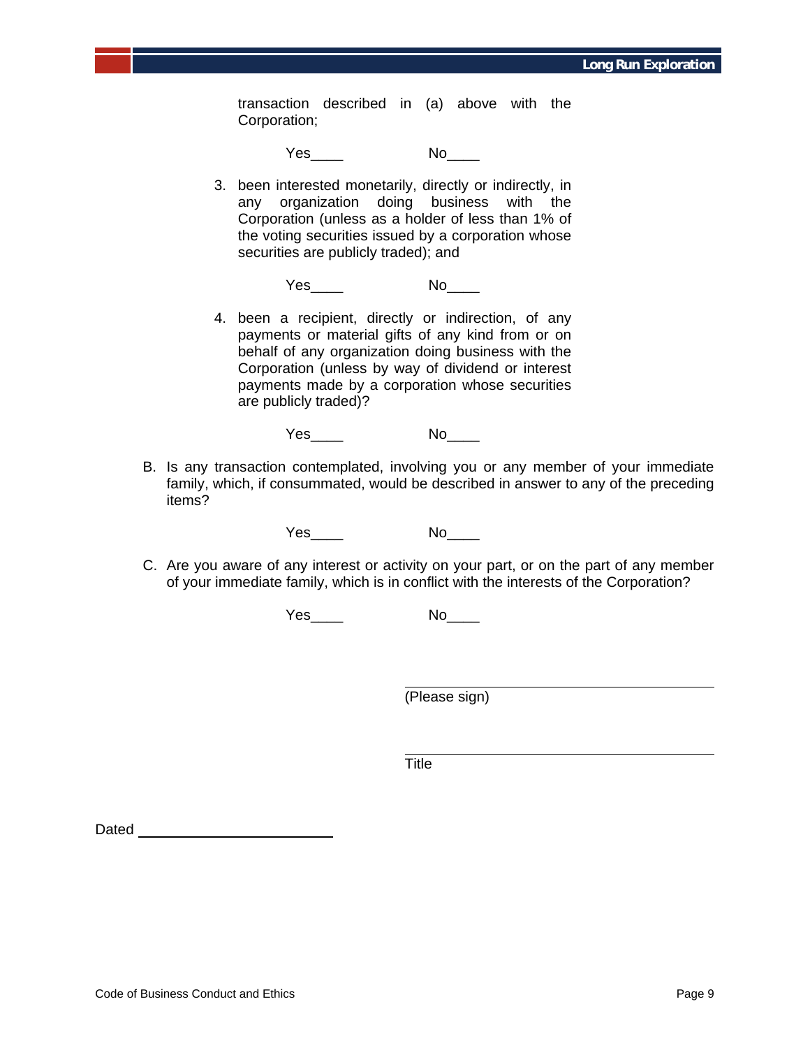transaction described in (a) above with the Corporation;

Yes____ No____

3. been interested monetarily, directly or indirectly, in any organization doing business with the Corporation (unless as a holder of less than 1% of the voting securities issued by a corporation whose securities are publicly traded); and

   Yes____ No____

4. been a recipient, directly or indirection, of any payments or material gifts of any kind from or on behalf of any organization doing business with the Corporation (unless by way of dividend or interest payments made by a corporation whose securities are publicly traded)?

   Yes____ No____

B. Is any transaction contemplated, involving you or any member of your immediate family, which, if consummated, would be described in answer to any of the preceding items?

   Yes____ No____

C. Are you aware of any interest or activity on your part, or on the part of any member of your immediate family, which is in conflict with the interests of the Corporation?

   Yes____ No____

______________________________
(Please sign)

______________________________
Title

Dated ______________________